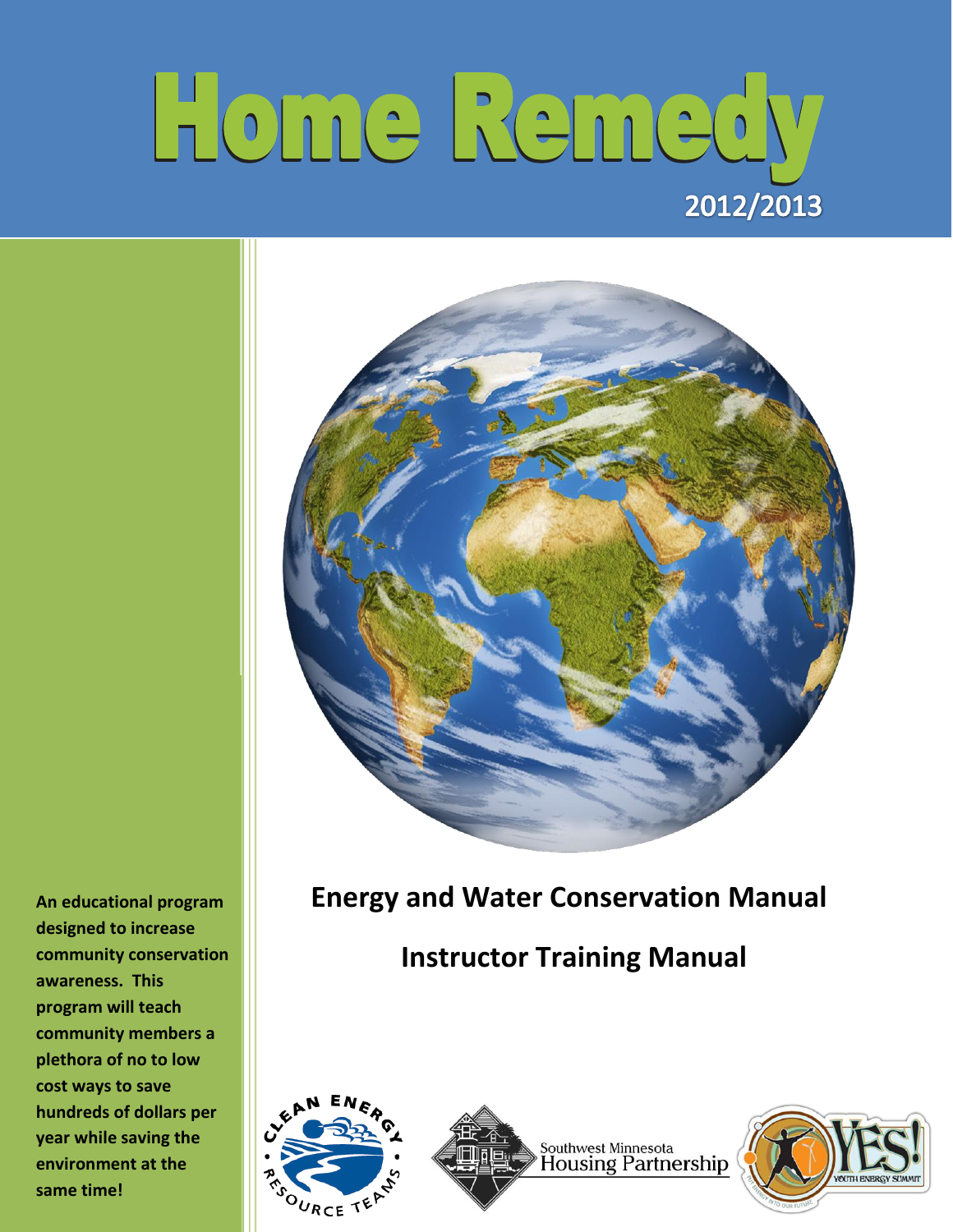# Home Remedy

2012/2013

An educational program designed to increase community conservation awareness. This program will teach community members a plethora of no to low cost ways to save hundreds of dollars per year while saving the environment at the same time!

## Energy and Water Conservation Manual

## Instructor Training Manual

Clean Energy Resource Teams

Southwest Minnesota Housing Partnership

YES! Youth Energy Summit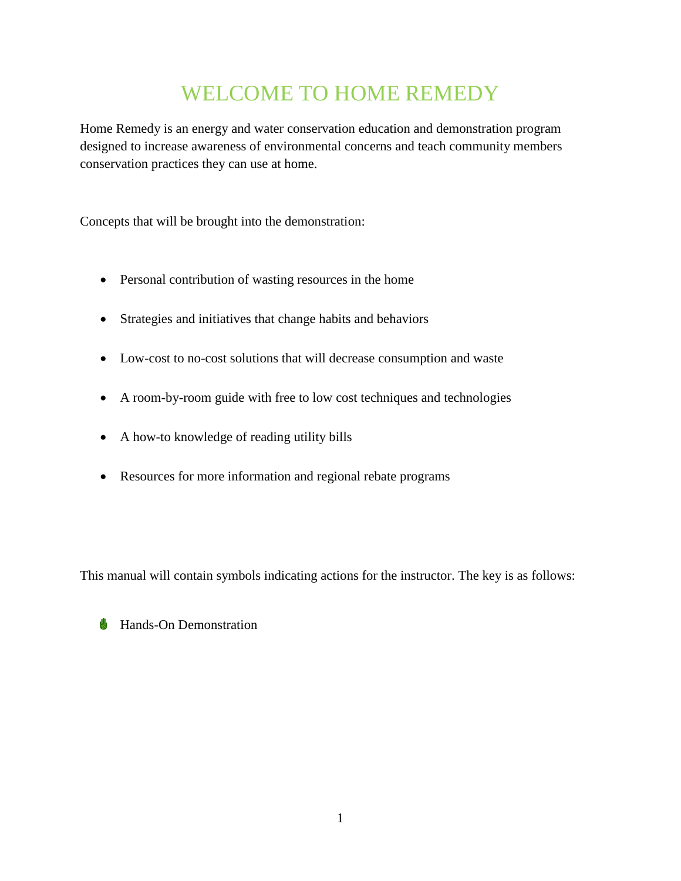# WELCOME TO HOME REMEDY

Home Remedy is an energy and water conservation education and demonstration program designed to increase awareness of environmental concerns and teach community members conservation practices they can use at home.

Concepts that will be brought into the demonstration:

- Personal contribution of wasting resources in the home
- Strategies and initiatives that change habits and behaviors
- Low-cost to no-cost solutions that will decrease consumption and waste
- A room-by-room guide with free to low cost techniques and technologies
- A how-to knowledge of reading utility bills
- Resources for more information and regional rebate programs

This manual will contain symbols indicating actions for the instructor. The key is as follows:

- ✋ Hands-On Demonstration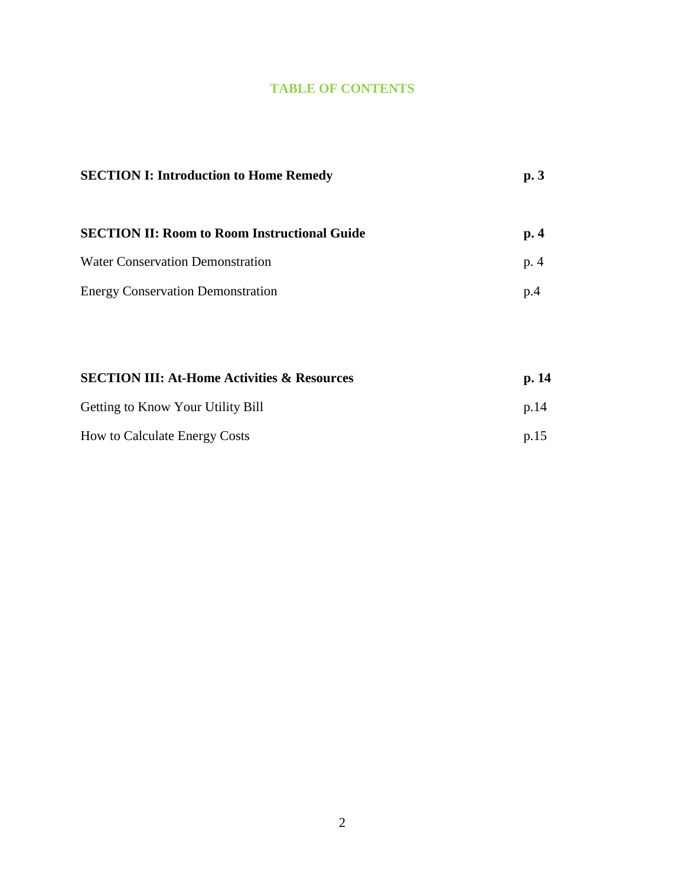## TABLE OF CONTENTS

| | |
|---|---|
| **SECTION I: Introduction to Home Remedy** | **p. 3** |
| | |
| **SECTION II: Room to Room Instructional Guide** | **p. 4** |
| Water Conservation Demonstration | p. 4 |
| Energy Conservation Demonstration | p.4 |
| | |
| **SECTION III: At-Home Activities & Resources** | **p. 14** |
| Getting to Know Your Utility Bill | p.14 |
| How to Calculate Energy Costs | p.15 |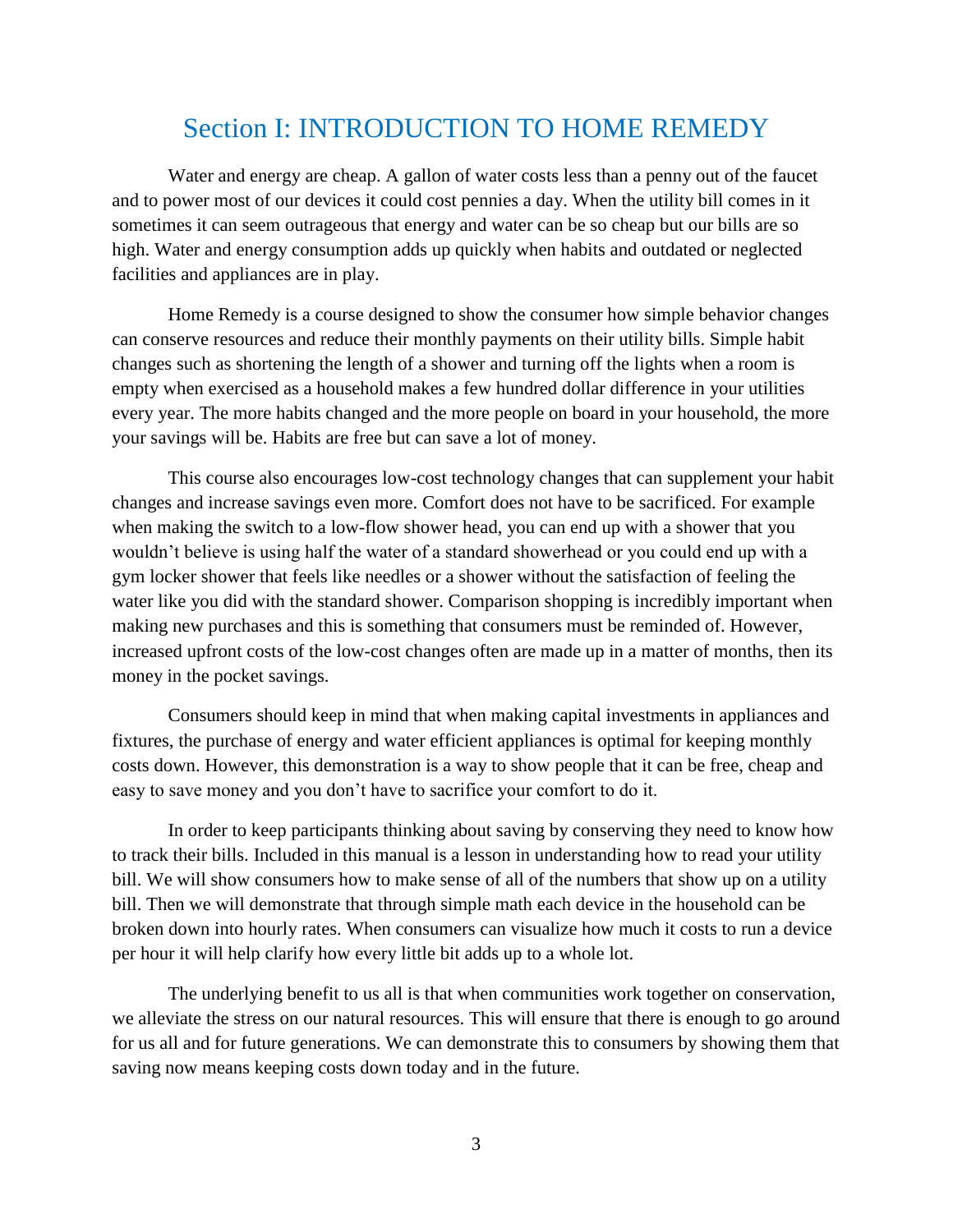# Section I: INTRODUCTION TO HOME REMEDY

Water and energy are cheap. A gallon of water costs less than a penny out of the faucet and to power most of our devices it could cost pennies a day. When the utility bill comes in it sometimes it can seem outrageous that energy and water can be so cheap but our bills are so high. Water and energy consumption adds up quickly when habits and outdated or neglected facilities and appliances are in play.

Home Remedy is a course designed to show the consumer how simple behavior changes can conserve resources and reduce their monthly payments on their utility bills. Simple habit changes such as shortening the length of a shower and turning off the lights when a room is empty when exercised as a household makes a few hundred dollar difference in your utilities every year. The more habits changed and the more people on board in your household, the more your savings will be. Habits are free but can save a lot of money.

This course also encourages low-cost technology changes that can supplement your habit changes and increase savings even more. Comfort does not have to be sacrificed. For example when making the switch to a low-flow shower head, you can end up with a shower that you wouldn't believe is using half the water of a standard showerhead or you could end up with a gym locker shower that feels like needles or a shower without the satisfaction of feeling the water like you did with the standard shower. Comparison shopping is incredibly important when making new purchases and this is something that consumers must be reminded of. However, increased upfront costs of the low-cost changes often are made up in a matter of months, then its money in the pocket savings.

Consumers should keep in mind that when making capital investments in appliances and fixtures, the purchase of energy and water efficient appliances is optimal for keeping monthly costs down. However, this demonstration is a way to show people that it can be free, cheap and easy to save money and you don't have to sacrifice your comfort to do it.

In order to keep participants thinking about saving by conserving they need to know how to track their bills. Included in this manual is a lesson in understanding how to read your utility bill. We will show consumers how to make sense of all of the numbers that show up on a utility bill. Then we will demonstrate that through simple math each device in the household can be broken down into hourly rates. When consumers can visualize how much it costs to run a device per hour it will help clarify how every little bit adds up to a whole lot.

The underlying benefit to us all is that when communities work together on conservation, we alleviate the stress on our natural resources. This will ensure that there is enough to go around for us all and for future generations. We can demonstrate this to consumers by showing them that saving now means keeping costs down today and in the future.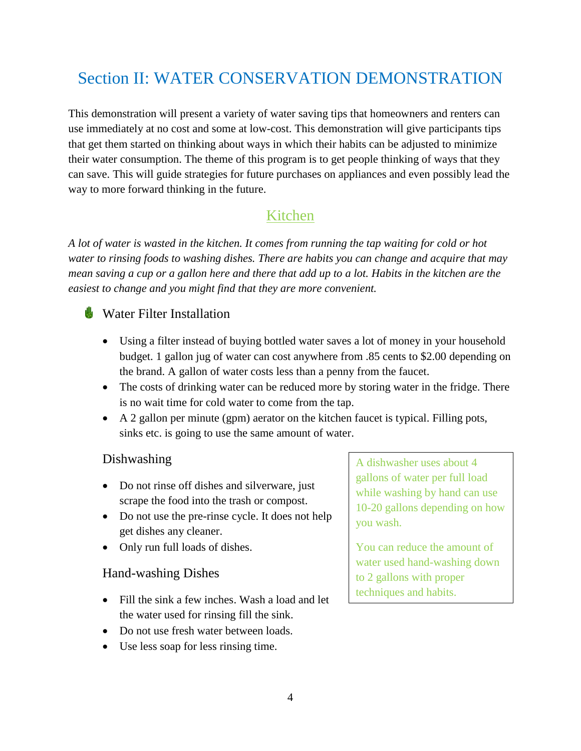# Section II: WATER CONSERVATION DEMONSTRATION

This demonstration will present a variety of water saving tips that homeowners and renters can use immediately at no cost and some at low-cost. This demonstration will give participants tips that get them started on thinking about ways in which their habits can be adjusted to minimize their water consumption. The theme of this program is to get people thinking of ways that they can save. This will guide strategies for future purchases on appliances and even possibly lead the way to more forward thinking in the future.

## Kitchen

*A lot of water is wasted in the kitchen. It comes from running the tap waiting for cold or hot water to rinsing foods to washing dishes. There are habits you can change and acquire that may mean saving a cup or a gallon here and there that add up to a lot. Habits in the kitchen are the easiest to change and you might find that they are more convenient.*

### Water Filter Installation

- Using a filter instead of buying bottled water saves a lot of money in your household budget. 1 gallon jug of water can cost anywhere from .85 cents to $2.00 depending on the brand. A gallon of water costs less than a penny from the faucet.
- The costs of drinking water can be reduced more by storing water in the fridge. There is no wait time for cold water to come from the tap.
- A 2 gallon per minute (gpm) aerator on the kitchen faucet is typical. Filling pots, sinks etc. is going to use the same amount of water.

### Dishwashing

- Do not rinse off dishes and silverware, just scrape the food into the trash or compost.
- Do not use the pre-rinse cycle. It does not help get dishes any cleaner.
- Only run full loads of dishes.

### Hand-washing Dishes

- Fill the sink a few inches. Wash a load and let the water used for rinsing fill the sink.
- Do not use fresh water between loads.
- Use less soap for less rinsing time.

> A dishwasher uses about 4 gallons of water per full load while washing by hand can use 10-20 gallons depending on how you wash.
>
> You can reduce the amount of water used hand-washing down to 2 gallons with proper techniques and habits.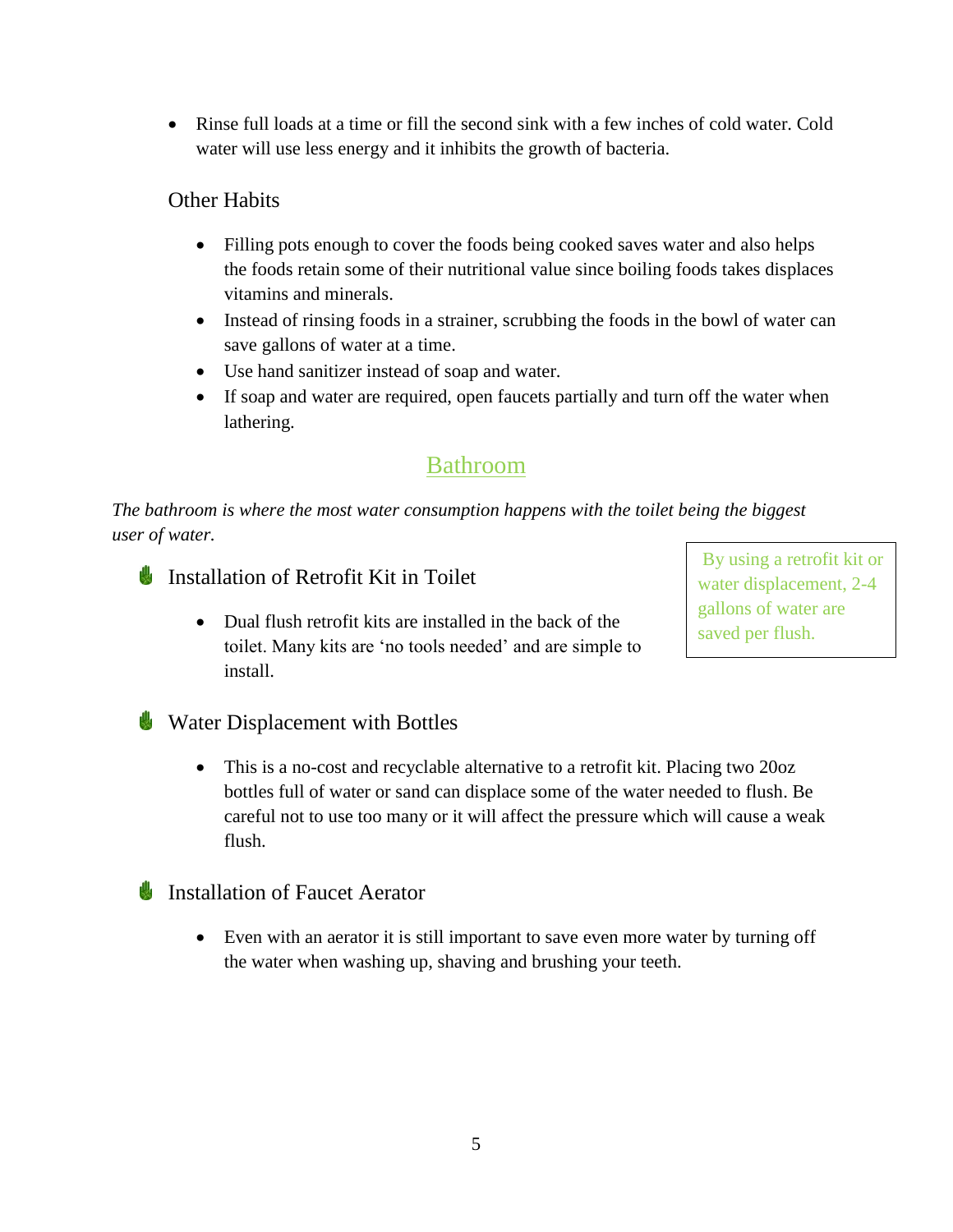- Rinse full loads at a time or fill the second sink with a few inches of cold water. Cold water will use less energy and it inhibits the growth of bacteria.

### Other Habits

- Filling pots enough to cover the foods being cooked saves water and also helps the foods retain some of their nutritional value since boiling foods takes displaces vitamins and minerals.
- Instead of rinsing foods in a strainer, scrubbing the foods in the bowl of water can save gallons of water at a time.
- Use hand sanitizer instead of soap and water.
- If soap and water are required, open faucets partially and turn off the water when lathering.

## Bathroom

*The bathroom is where the most water consumption happens with the toilet being the biggest user of water.*

> By using a retrofit kit or water displacement, 2-4 gallons of water are saved per flush.

### Installation of Retrofit Kit in Toilet

- Dual flush retrofit kits are installed in the back of the toilet. Many kits are 'no tools needed' and are simple to install.

### Water Displacement with Bottles

- This is a no-cost and recyclable alternative to a retrofit kit. Placing two 20oz bottles full of water or sand can displace some of the water needed to flush. Be careful not to use too many or it will affect the pressure which will cause a weak flush.

### Installation of Faucet Aerator

- Even with an aerator it is still important to save even more water by turning off the water when washing up, shaving and brushing your teeth.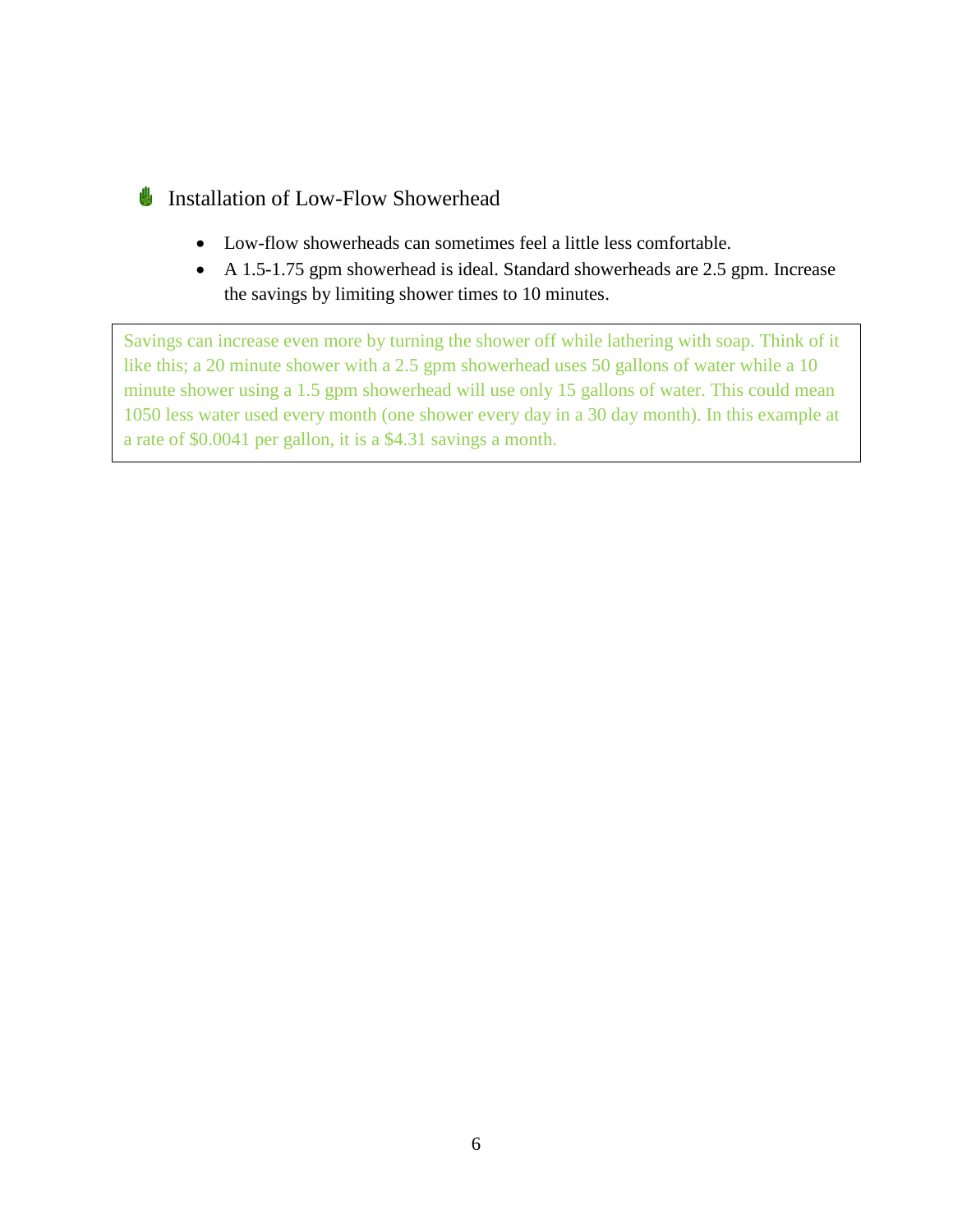## Installation of Low-Flow Showerhead

- Low-flow showerheads can sometimes feel a little less comfortable.
- A 1.5-1.75 gpm showerhead is ideal. Standard showerheads are 2.5 gpm. Increase the savings by limiting shower times to 10 minutes.

> Savings can increase even more by turning the shower off while lathering with soap. Think of it like this; a 20 minute shower with a 2.5 gpm showerhead uses 50 gallons of water while a 10 minute shower using a 1.5 gpm showerhead will use only 15 gallons of water. This could mean 1050 less water used every month (one shower every day in a 30 day month). In this example at a rate of $0.0041 per gallon, it is a $4.31 savings a month.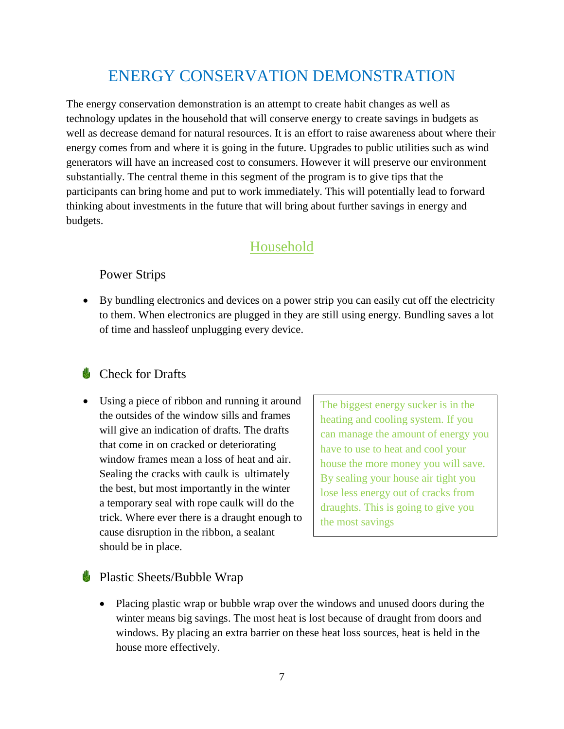# ENERGY CONSERVATION DEMONSTRATION

The energy conservation demonstration is an attempt to create habit changes as well as technology updates in the household that will conserve energy to create savings in budgets as well as decrease demand for natural resources. It is an effort to raise awareness about where their energy comes from and where it is going in the future. Upgrades to public utilities such as wind generators will have an increased cost to consumers. However it will preserve our environment substantially. The central theme in this segment of the program is to give tips that the participants can bring home and put to work immediately. This will potentially lead to forward thinking about investments in the future that will bring about further savings in energy and budgets.

## Household

### Power Strips

- By bundling electronics and devices on a power strip you can easily cut off the electricity to them. When electronics are plugged in they are still using energy. Bundling saves a lot of time and hassleof unplugging every device.

### Check for Drafts

- Using a piece of ribbon and running it around the outsides of the window sills and frames will give an indication of drafts. The drafts that come in on cracked or deteriorating window frames mean a loss of heat and air. Sealing the cracks with caulk is ultimately the best, but most importantly in the winter a temporary seal with rope caulk will do the trick. Where ever there is a draught enough to cause disruption in the ribbon, a sealant should be in place.

> The biggest energy sucker is in the heating and cooling system. If you can manage the amount of energy you have to use to heat and cool your house the more money you will save. By sealing your house air tight you lose less energy out of cracks from draughts. This is going to give you the most savings

### Plastic Sheets/Bubble Wrap

- Placing plastic wrap or bubble wrap over the windows and unused doors during the winter means big savings. The most heat is lost because of draught from doors and windows. By placing an extra barrier on these heat loss sources, heat is held in the house more effectively.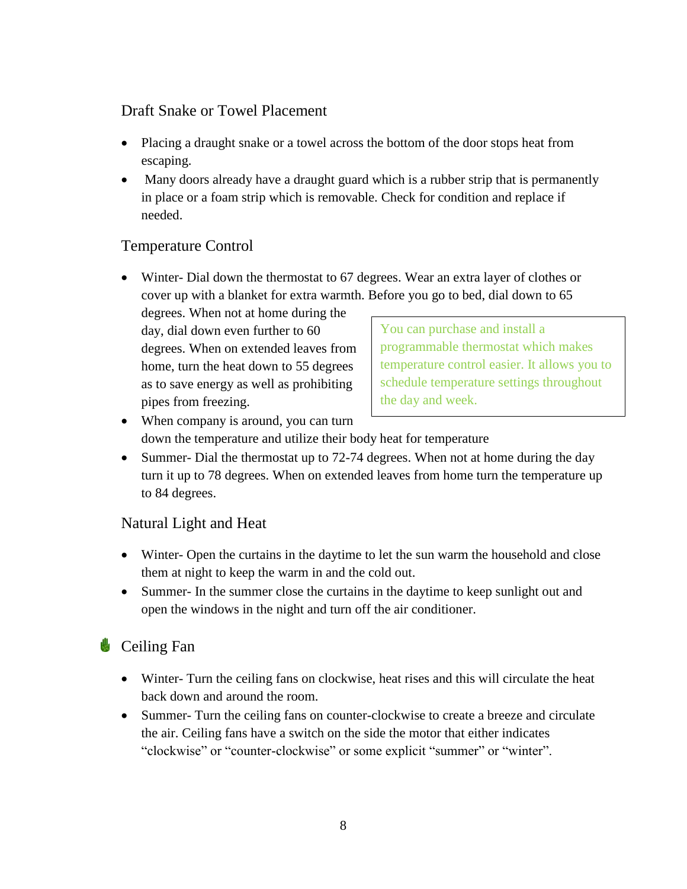## Draft Snake or Towel Placement

- Placing a draught snake or a towel across the bottom of the door stops heat from escaping.
- Many doors already have a draught guard which is a rubber strip that is permanently in place or a foam strip which is removable. Check for condition and replace if needed.

## Temperature Control

- Winter- Dial down the thermostat to 67 degrees. Wear an extra layer of clothes or cover up with a blanket for extra warmth. Before you go to bed, dial down to 65 degrees. When not at home during the day, dial down even further to 60 degrees. When on extended leaves from home, turn the heat down to 55 degrees as to save energy as well as prohibiting pipes from freezing.
- When company is around, you can turn down the temperature and utilize their body heat for temperature
- Summer- Dial the thermostat up to 72-74 degrees. When not at home during the day turn it up to 78 degrees. When on extended leaves from home turn the temperature up to 84 degrees.

> You can purchase and install a programmable thermostat which makes temperature control easier. It allows you to schedule temperature settings throughout the day and week.

## Natural Light and Heat

- Winter- Open the curtains in the daytime to let the sun warm the household and close them at night to keep the warm in and the cold out.
- Summer- In the summer close the curtains in the daytime to keep sunlight out and open the windows in the night and turn off the air conditioner.

## Ceiling Fan

- Winter- Turn the ceiling fans on clockwise, heat rises and this will circulate the heat back down and around the room.
- Summer- Turn the ceiling fans on counter-clockwise to create a breeze and circulate the air. Ceiling fans have a switch on the side the motor that either indicates "clockwise" or "counter-clockwise" or some explicit "summer" or "winter".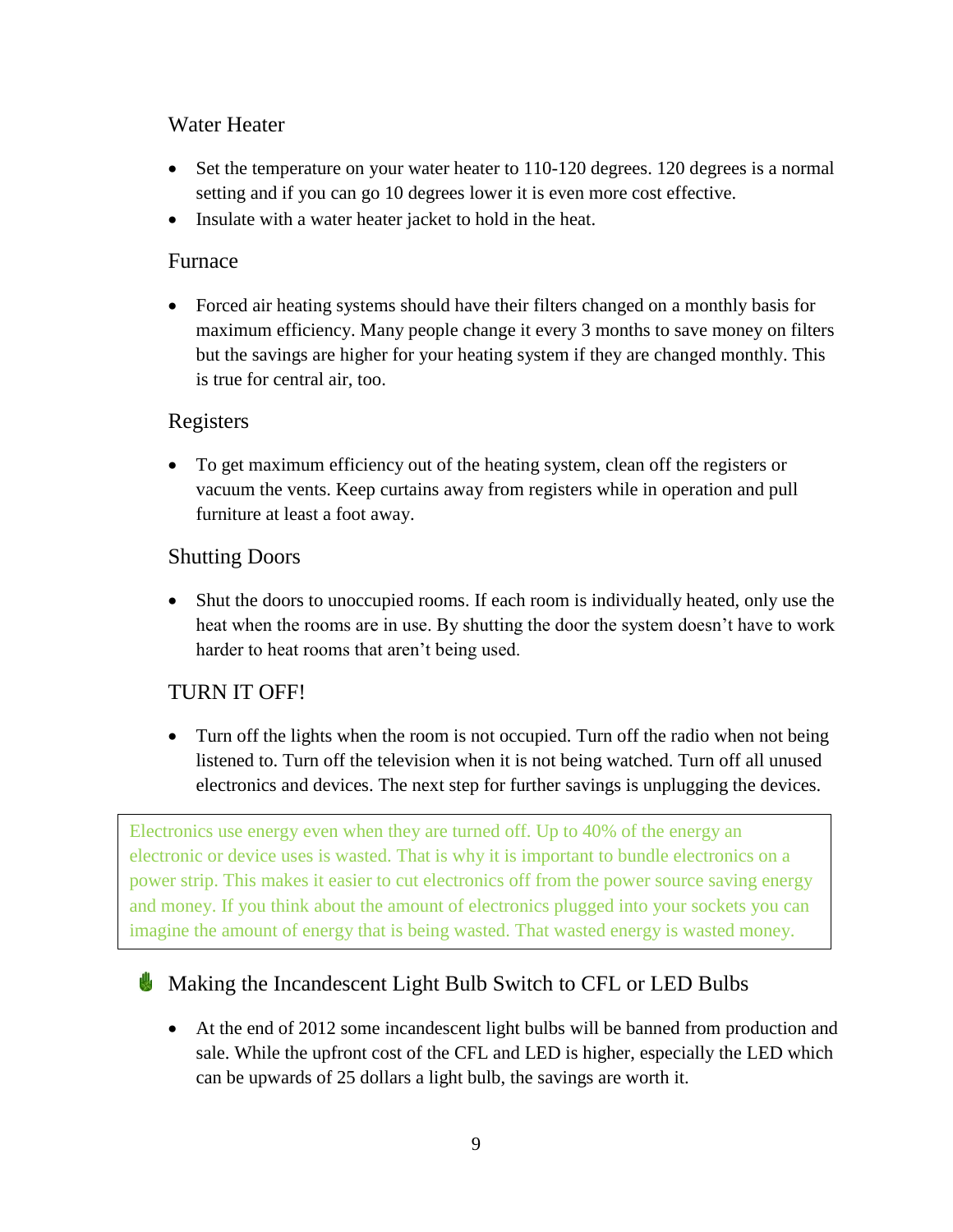## Water Heater

- Set the temperature on your water heater to 110-120 degrees. 120 degrees is a normal setting and if you can go 10 degrees lower it is even more cost effective.
- Insulate with a water heater jacket to hold in the heat.

## Furnace

- Forced air heating systems should have their filters changed on a monthly basis for maximum efficiency. Many people change it every 3 months to save money on filters but the savings are higher for your heating system if they are changed monthly. This is true for central air, too.

## Registers

- To get maximum efficiency out of the heating system, clean off the registers or vacuum the vents. Keep curtains away from registers while in operation and pull furniture at least a foot away.

## Shutting Doors

- Shut the doors to unoccupied rooms. If each room is individually heated, only use the heat when the rooms are in use. By shutting the door the system doesn't have to work harder to heat rooms that aren't being used.

## TURN IT OFF!

- Turn off the lights when the room is not occupied. Turn off the radio when not being listened to. Turn off the television when it is not being watched. Turn off all unused electronics and devices. The next step for further savings is unplugging the devices.

> Electronics use energy even when they are turned off. Up to 40% of the energy an electronic or device uses is wasted. That is why it is important to bundle electronics on a power strip. This makes it easier to cut electronics off from the power source saving energy and money. If you think about the amount of electronics plugged into your sockets you can imagine the amount of energy that is being wasted. That wasted energy is wasted money.

## Making the Incandescent Light Bulb Switch to CFL or LED Bulbs

- At the end of 2012 some incandescent light bulbs will be banned from production and sale. While the upfront cost of the CFL and LED is higher, especially the LED which can be upwards of 25 dollars a light bulb, the savings are worth it.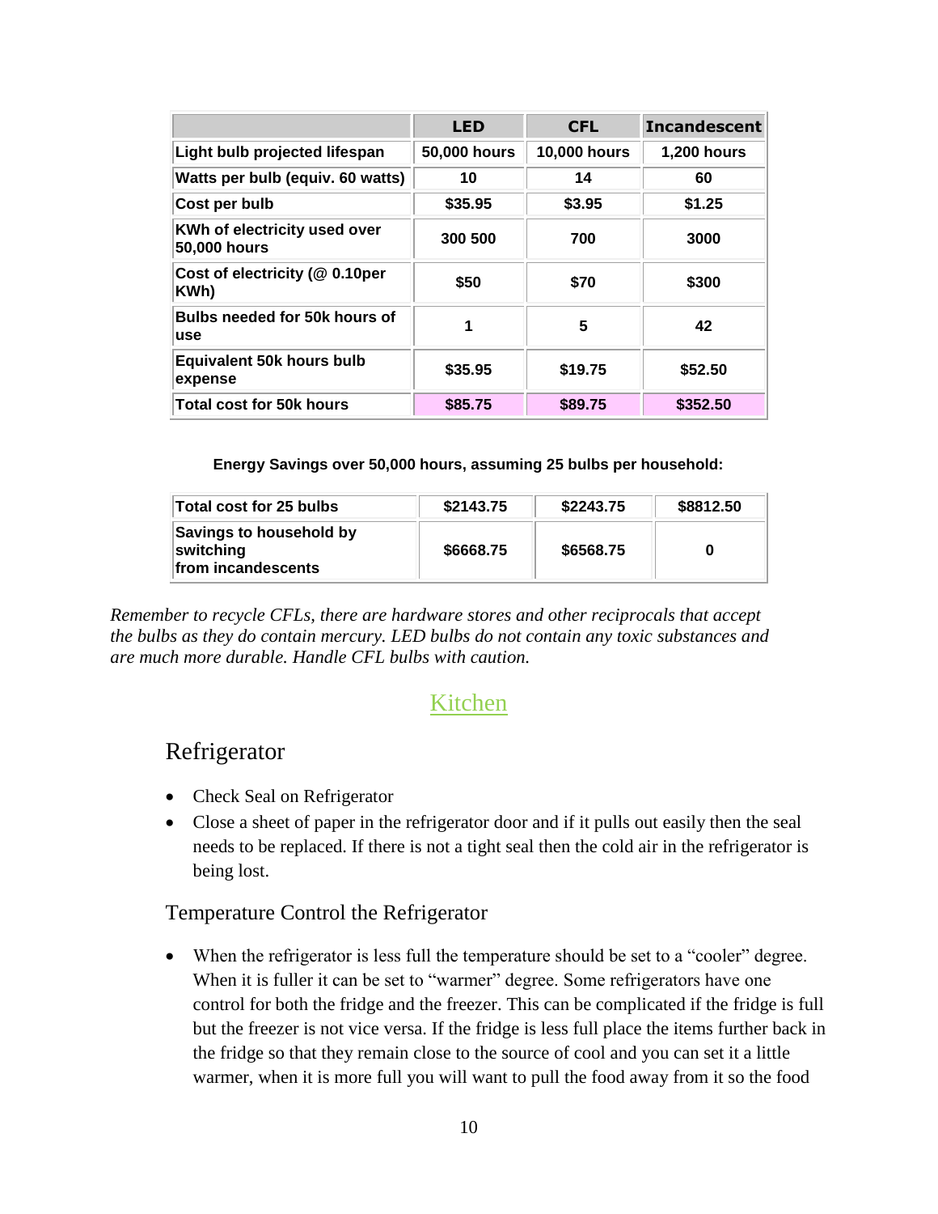| | LED | CFL | Incandescent |
| --- | --- | --- | --- |
| Light bulb projected lifespan | 50,000 hours | 10,000 hours | 1,200 hours |
| Watts per bulb (equiv. 60 watts) | 10 | 14 | 60 |
| Cost per bulb | $35.95 | $3.95 | $1.25 |
| KWh of electricity used over 50,000 hours | 300 500 | 700 | 3000 |
| Cost of electricity (@ 0.10per KWh) | $50 | $70 | $300 |
| Bulbs needed for 50k hours of use | 1 | 5 | 42 |
| Equivalent 50k hours bulb expense | $35.95 | $19.75 | $52.50 |
| Total cost for 50k hours | $85.75 | $89.75 | $352.50 |

**Energy Savings over 50,000 hours, assuming 25 bulbs per household:**

| | | | |
| --- | --- | --- | --- |
| Total cost for 25 bulbs | $2143.75 | $2243.75 | $8812.50 |
| Savings to household by switching from incandescents | $6668.75 | $6568.75 | 0 |

*Remember to recycle CFLs, there are hardware stores and other reciprocals that accept the bulbs as they do contain mercury. LED bulbs do not contain any toxic substances and are much more durable. Handle CFL bulbs with caution.*

# Kitchen

## Refrigerator

- Check Seal on Refrigerator
- Close a sheet of paper in the refrigerator door and if it pulls out easily then the seal needs to be replaced. If there is not a tight seal then the cold air in the refrigerator is being lost.

### Temperature Control the Refrigerator

- When the refrigerator is less full the temperature should be set to a "cooler" degree. When it is fuller it can be set to "warmer" degree. Some refrigerators have one control for both the fridge and the freezer. This can be complicated if the fridge is full but the freezer is not vice versa. If the fridge is less full place the items further back in the fridge so that they remain close to the source of cool and you can set it a little warmer, when it is more full you will want to pull the food away from it so the food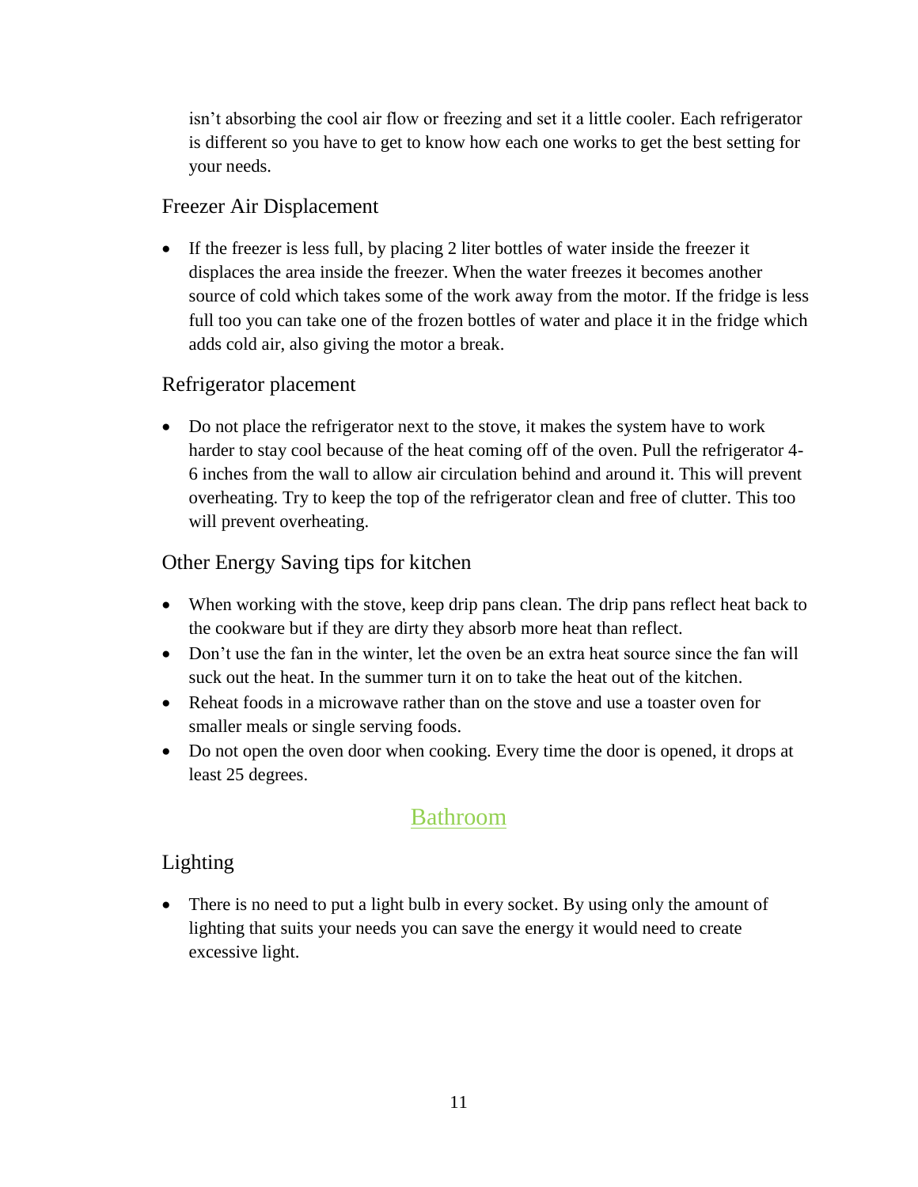isn't absorbing the cool air flow or freezing and set it a little cooler. Each refrigerator is different so you have to get to know how each one works to get the best setting for your needs.

### Freezer Air Displacement

- If the freezer is less full, by placing 2 liter bottles of water inside the freezer it displaces the area inside the freezer. When the water freezes it becomes another source of cold which takes some of the work away from the motor. If the fridge is less full too you can take one of the frozen bottles of water and place it in the fridge which adds cold air, also giving the motor a break.

### Refrigerator placement

- Do not place the refrigerator next to the stove, it makes the system have to work harder to stay cool because of the heat coming off of the oven. Pull the refrigerator 4-6 inches from the wall to allow air circulation behind and around it. This will prevent overheating. Try to keep the top of the refrigerator clean and free of clutter. This too will prevent overheating.

### Other Energy Saving tips for kitchen

- When working with the stove, keep drip pans clean. The drip pans reflect heat back to the cookware but if they are dirty they absorb more heat than reflect.
- Don't use the fan in the winter, let the oven be an extra heat source since the fan will suck out the heat. In the summer turn it on to take the heat out of the kitchen.
- Reheat foods in a microwave rather than on the stove and use a toaster oven for smaller meals or single serving foods.
- Do not open the oven door when cooking. Every time the door is opened, it drops at least 25 degrees.

## Bathroom

### Lighting

- There is no need to put a light bulb in every socket. By using only the amount of lighting that suits your needs you can save the energy it would need to create excessive light.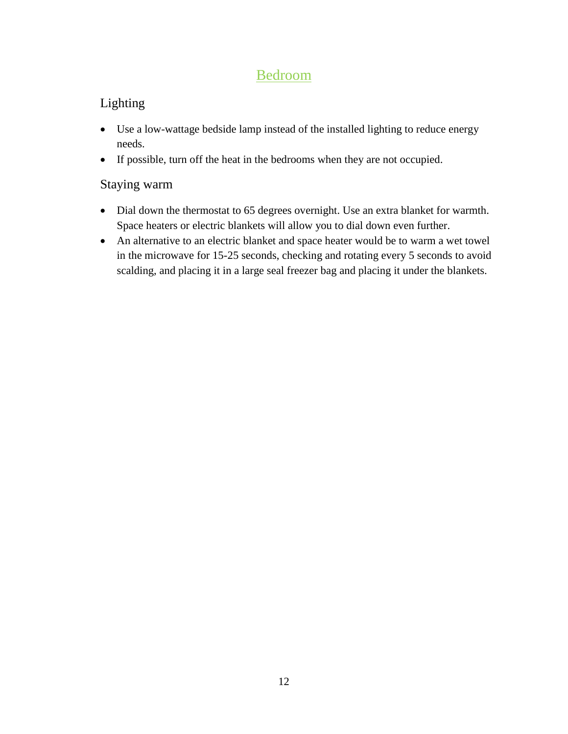# Bedroom

## Lighting

- Use a low-wattage bedside lamp instead of the installed lighting to reduce energy needs.
- If possible, turn off the heat in the bedrooms when they are not occupied.

## Staying warm

- Dial down the thermostat to 65 degrees overnight. Use an extra blanket for warmth. Space heaters or electric blankets will allow you to dial down even further.
- An alternative to an electric blanket and space heater would be to warm a wet towel in the microwave for 15-25 seconds, checking and rotating every 5 seconds to avoid scalding, and placing it in a large seal freezer bag and placing it under the blankets.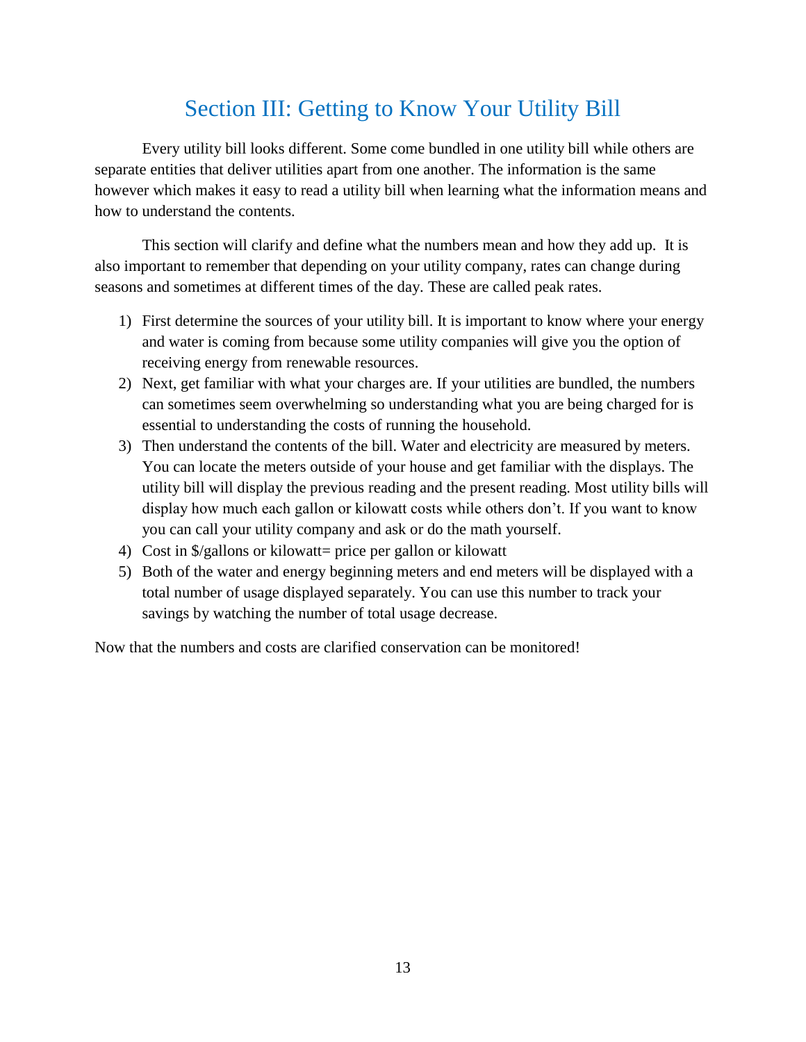# Section III: Getting to Know Your Utility Bill

Every utility bill looks different. Some come bundled in one utility bill while others are separate entities that deliver utilities apart from one another. The information is the same however which makes it easy to read a utility bill when learning what the information means and how to understand the contents.

This section will clarify and define what the numbers mean and how they add up. It is also important to remember that depending on your utility company, rates can change during seasons and sometimes at different times of the day. These are called peak rates.

1) First determine the sources of your utility bill. It is important to know where your energy and water is coming from because some utility companies will give you the option of receiving energy from renewable resources.
2) Next, get familiar with what your charges are. If your utilities are bundled, the numbers can sometimes seem overwhelming so understanding what you are being charged for is essential to understanding the costs of running the household.
3) Then understand the contents of the bill. Water and electricity are measured by meters. You can locate the meters outside of your house and get familiar with the displays. The utility bill will display the previous reading and the present reading. Most utility bills will display how much each gallon or kilowatt costs while others don't. If you want to know you can call your utility company and ask or do the math yourself.
4) Cost in $/gallons or kilowatt= price per gallon or kilowatt
5) Both of the water and energy beginning meters and end meters will be displayed with a total number of usage displayed separately. You can use this number to track your savings by watching the number of total usage decrease.

Now that the numbers and costs are clarified conservation can be monitored!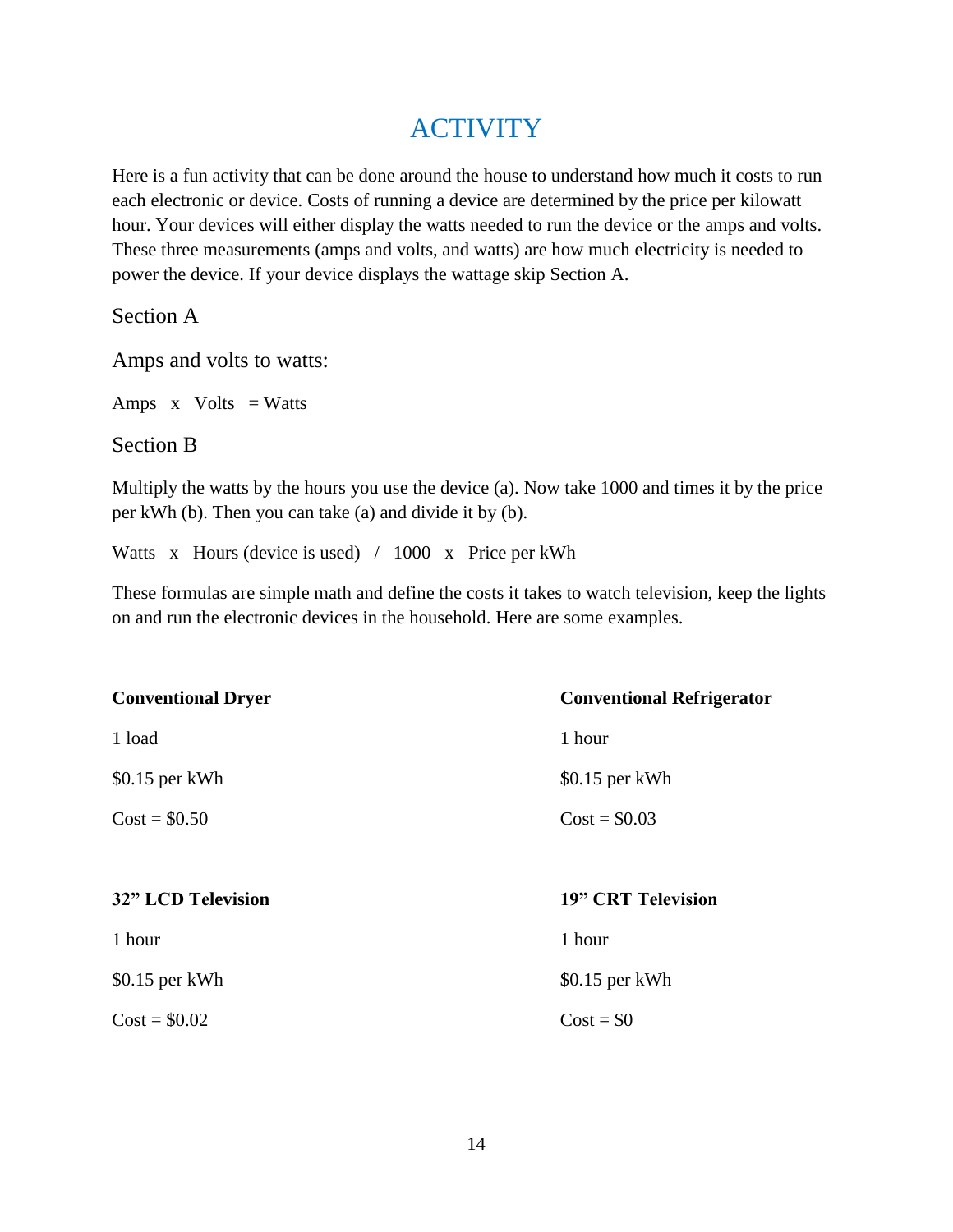# ACTIVITY

Here is a fun activity that can be done around the house to understand how much it costs to run each electronic or device. Costs of running a device are determined by the price per kilowatt hour. Your devices will either display the watts needed to run the device or the amps and volts. These three measurements (amps and volts, and watts) are how much electricity is needed to power the device. If your device displays the wattage skip Section A.

## Section A

Amps and volts to watts:

Amps x Volts = Watts

## Section B

Multiply the watts by the hours you use the device (a). Now take 1000 and times it by the price per kWh (b). Then you can take (a) and divide it by (b).

Watts x Hours (device is used) / 1000 x Price per kWh

These formulas are simple math and define the costs it takes to watch television, keep the lights on and run the electronic devices in the household. Here are some examples.

**Conventional Dryer**

1 load

$0.15 per kWh

Cost = $0.50

**Conventional Refrigerator**

1 hour

$0.15 per kWh

Cost = $0.03

**32" LCD Television**

1 hour

$0.15 per kWh

Cost = $0.02

**19" CRT Television**

1 hour

$0.15 per kWh

Cost = $0